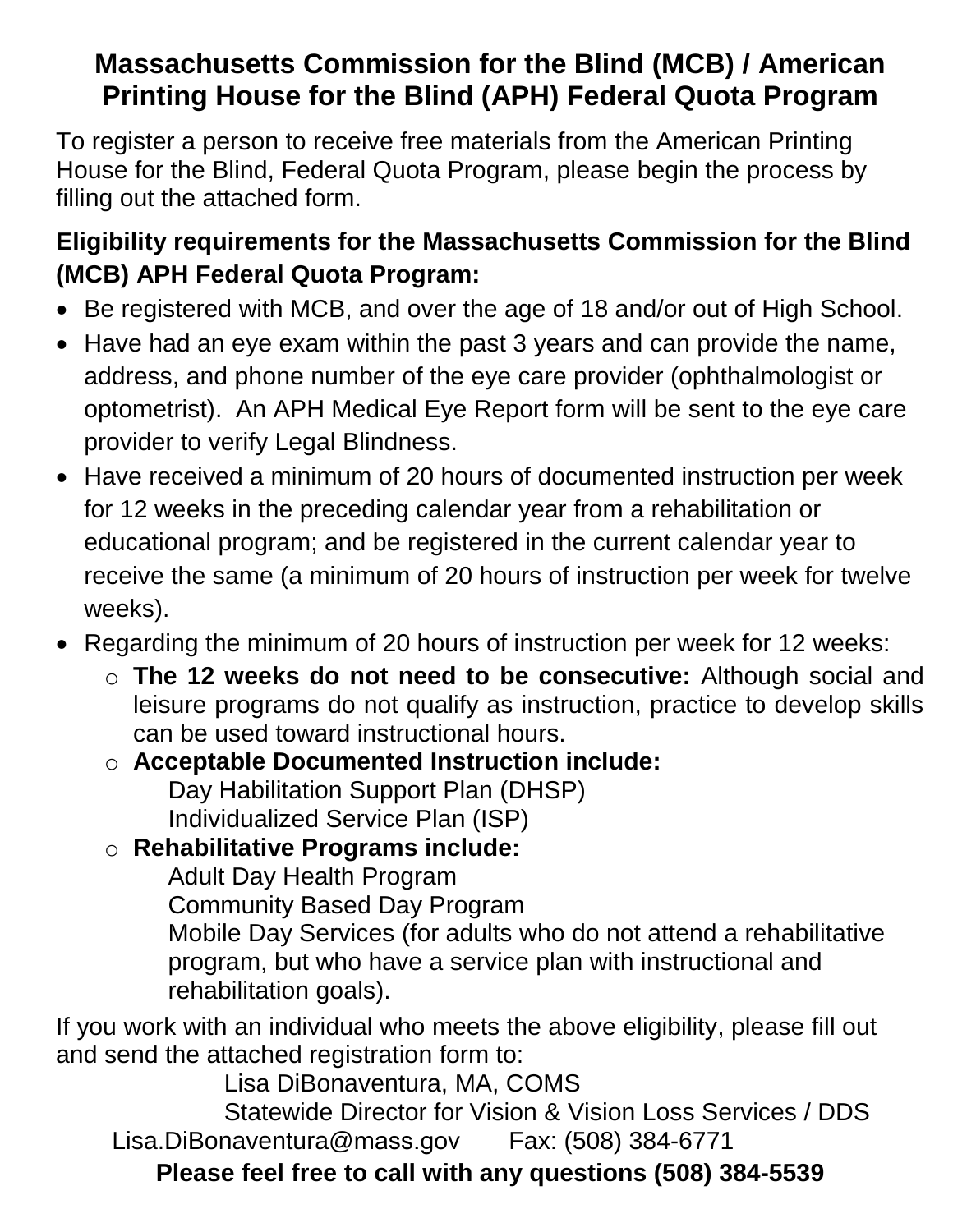# Massachusetts Commission for the Blind (MCB) / American Printing House for the Blind (APH) Federal Quota Program

To register a person to receive free materials from the American Printing House for the Blind, Federal Quota Program, please begin the process by filling out the attached form.

**Eligibility requirements for the Massachusetts Commission for the Blind (MCB) APH Federal Quota Program:**

- Be registered with MCB, and over the age of 18 and/or out of High School.
- Have had an eye exam within the past 3 years and can provide the name, address, and phone number of the eye care provider (ophthalmologist or optometrist). An APH Medical Eye Report form will be sent to the eye care provider to verify Legal Blindness.
- Have received a minimum of 20 hours of documented instruction per week for 12 weeks in the preceding calendar year from a rehabilitation or educational program; and be registered in the current calendar year to receive the same (a minimum of 20 hours of instruction per week for twelve weeks).
- Regarding the minimum of 20 hours of instruction per week for 12 weeks:
  - **The 12 weeks do not need to be consecutive:** Although social and leisure programs do not qualify as instruction, practice to develop skills can be used toward instructional hours.
  - **Acceptable Documented Instruction include:**
    Day Habilitation Support Plan (DHSP)
    Individualized Service Plan (ISP)
  - **Rehabilitative Programs include:**
    Adult Day Health Program
    Community Based Day Program
    Mobile Day Services (for adults who do not attend a rehabilitative program, but who have a service plan with instructional and rehabilitation goals).

If you work with an individual who meets the above eligibility, please fill out and send the attached registration form to:

Lisa DiBonaventura, MA, COMS
Statewide Director for Vision & Vision Loss Services / DDS
Lisa.DiBonaventura@mass.gov Fax: (508) 384-6771

**Please feel free to call with any questions (508) 384-5539**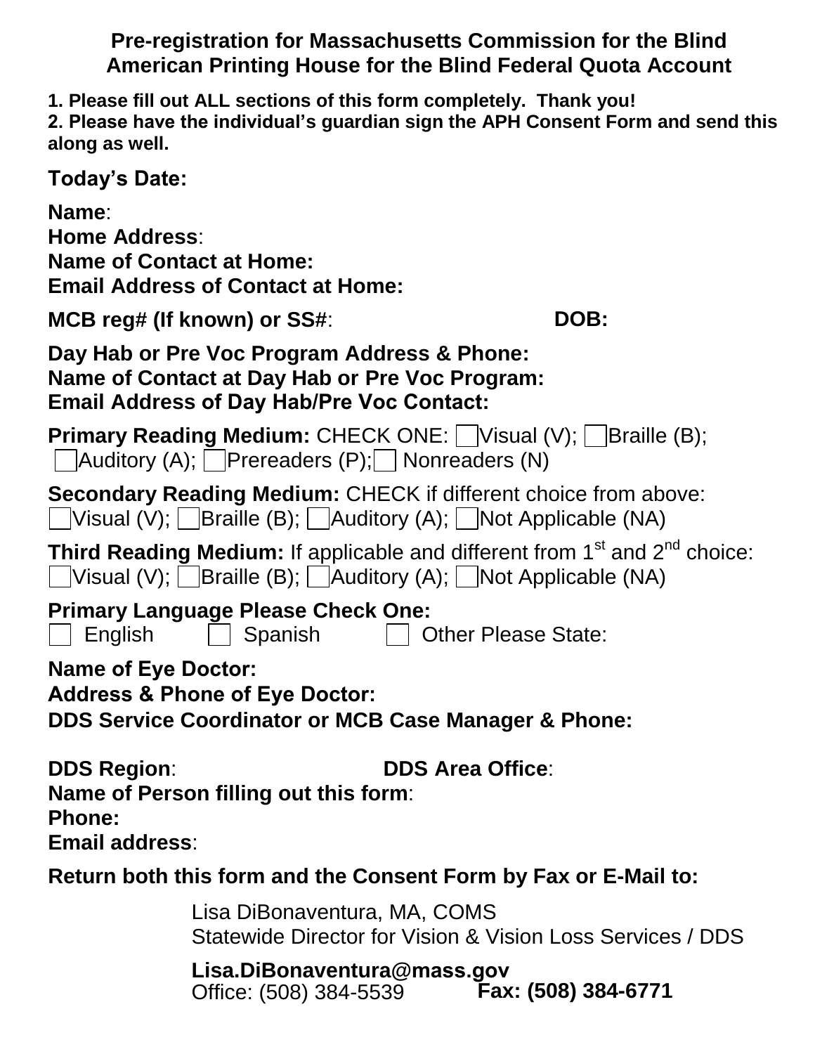## Pre-registration for Massachusetts Commission for the Blind American Printing House for the Blind Federal Quota Account

**1. Please fill out ALL sections of this form completely. Thank you!**
**2. Please have the individual's guardian sign the APH Consent Form and send this along as well.**

**Today's Date:**

**Name**:
**Home Address**:
**Name of Contact at Home:**
**Email Address of Contact at Home:**

**MCB reg# (If known) or SS#**: **DOB:**

**Day Hab or Pre Voc Program Address & Phone:**
**Name of Contact at Day Hab or Pre Voc Program:**
**Email Address of Day Hab/Pre Voc Contact:**

**Primary Reading Medium:** CHECK ONE: ☐ Visual (V); ☐ Braille (B); ☐ Auditory (A); ☐ Prereaders (P); ☐ Nonreaders (N)

**Secondary Reading Medium:** CHECK if different choice from above: ☐ Visual (V); ☐ Braille (B); ☐ Auditory (A); ☐ Not Applicable (NA)

**Third Reading Medium:** If applicable and different from 1st and 2nd choice: ☐ Visual (V); ☐ Braille (B); ☐ Auditory (A); ☐ Not Applicable (NA)

**Primary Language Please Check One:**
☐ English ☐ Spanish ☐ Other Please State:

**Name of Eye Doctor:**
**Address & Phone of Eye Doctor:**
**DDS Service Coordinator or MCB Case Manager & Phone:**

**DDS Region**: **DDS Area Office**:
**Name of Person filling out this form**:
**Phone:**
**Email address**:

**Return both this form and the Consent Form by Fax or E-Mail to:**

Lisa DiBonaventura, MA, COMS
Statewide Director for Vision & Vision Loss Services / DDS

**Lisa.DiBonaventura@mass.gov**
Office: (508) 384-5539 **Fax: (508) 384-6771**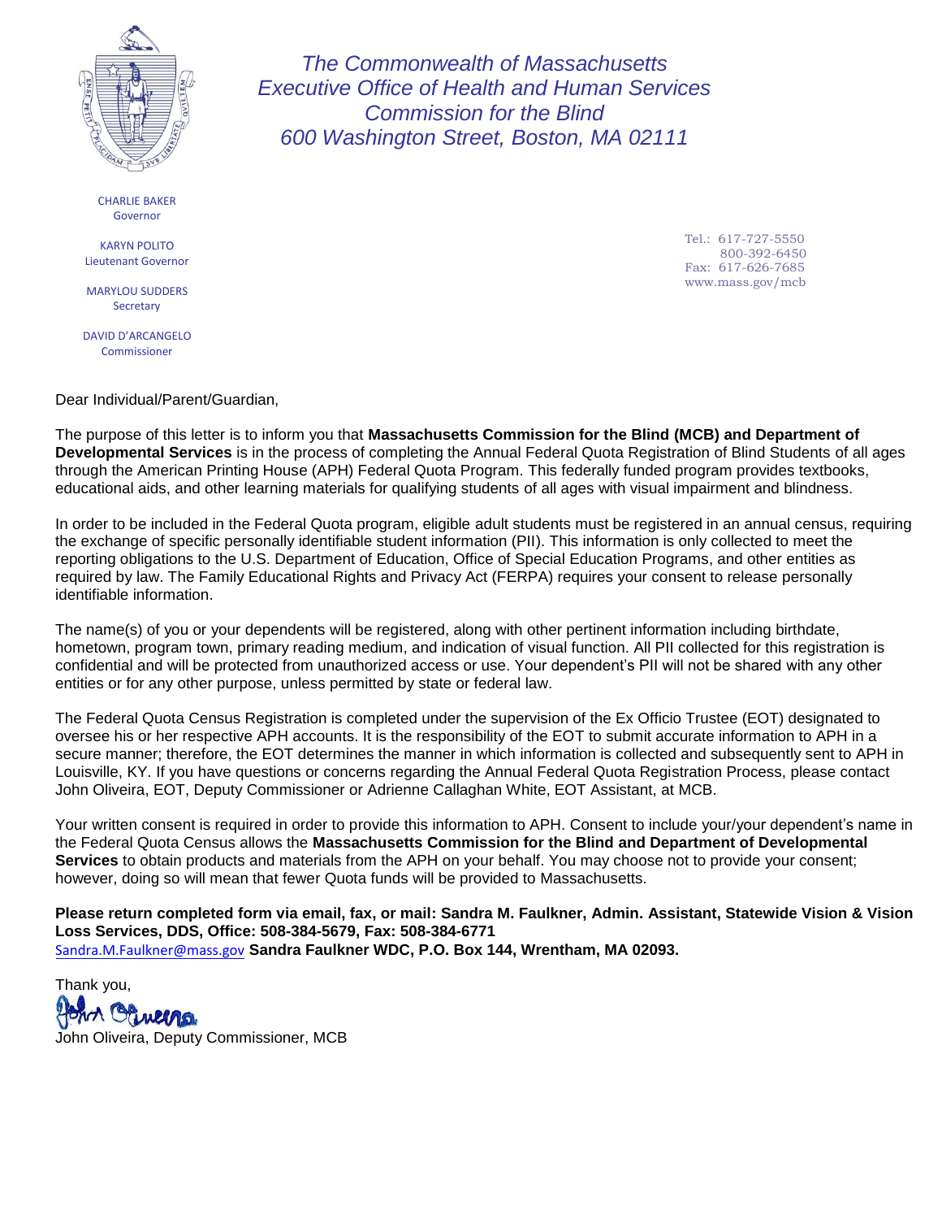*The Commonwealth of Massachusetts*
*Executive Office of Health and Human Services*
*Commission for the Blind*
*600 Washington Street, Boston, MA 02111*

CHARLIE BAKER
Governor

KARYN POLITO
Lieutenant Governor

MARYLOU SUDDERS
Secretary

DAVID D'ARCANGELO
Commissioner

Tel.: 617-727-5550
800-392-6450
Fax: 617-626-7685
www.mass.gov/mcb

Dear Individual/Parent/Guardian,

The purpose of this letter is to inform you that **Massachusetts Commission for the Blind (MCB) and Department of Developmental Services** is in the process of completing the Annual Federal Quota Registration of Blind Students of all ages through the American Printing House (APH) Federal Quota Program. This federally funded program provides textbooks, educational aids, and other learning materials for qualifying students of all ages with visual impairment and blindness.

In order to be included in the Federal Quota program, eligible adult students must be registered in an annual census, requiring the exchange of specific personally identifiable student information (PII). This information is only collected to meet the reporting obligations to the U.S. Department of Education, Office of Special Education Programs, and other entities as required by law. The Family Educational Rights and Privacy Act (FERPA) requires your consent to release personally identifiable information.

The name(s) of you or your dependents will be registered, along with other pertinent information including birthdate, hometown, program town, primary reading medium, and indication of visual function. All PII collected for this registration is confidential and will be protected from unauthorized access or use. Your dependent's PII will not be shared with any other entities or for any other purpose, unless permitted by state or federal law.

The Federal Quota Census Registration is completed under the supervision of the Ex Officio Trustee (EOT) designated to oversee his or her respective APH accounts. It is the responsibility of the EOT to submit accurate information to APH in a secure manner; therefore, the EOT determines the manner in which information is collected and subsequently sent to APH in Louisville, KY. If you have questions or concerns regarding the Annual Federal Quota Registration Process, please contact John Oliveira, EOT, Deputy Commissioner or Adrienne Callaghan White, EOT Assistant, at MCB.

Your written consent is required in order to provide this information to APH. Consent to include your/your dependent's name in the Federal Quota Census allows the **Massachusetts Commission for the Blind and Department of Developmental Services** to obtain products and materials from the APH on your behalf. You may choose not to provide your consent; however, doing so will mean that fewer Quota funds will be provided to Massachusetts.

**Please return completed form via email, fax, or mail: Sandra M. Faulkner, Admin. Assistant, Statewide Vision & Vision Loss Services, DDS, Office: 508-384-5679, Fax: 508-384-6771**
Sandra.M.Faulkner@mass.gov **Sandra Faulkner WDC, P.O. Box 144, Wrentham, MA 02093.**

Thank you,

John Oliveira

John Oliveira, Deputy Commissioner, MCB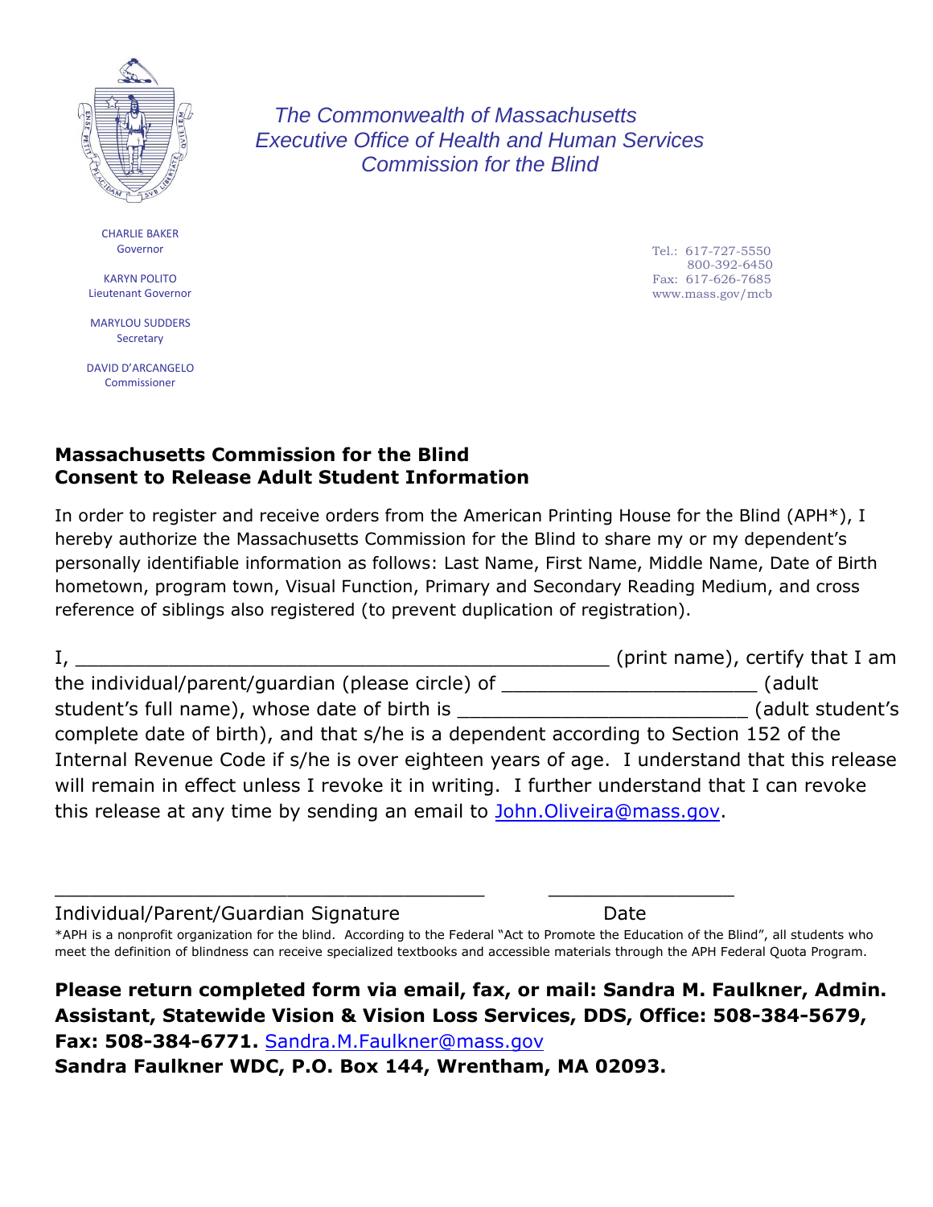The Commonwealth of Massachusetts
Executive Office of Health and Human Services
Commission for the Blind

CHARLIE BAKER
Governor

KARYN POLITO
Lieutenant Governor

MARYLOU SUDDERS
Secretary

DAVID D'ARCANGELO
Commissioner

Tel.: 617-727-5550
800-392-6450
Fax: 617-626-7685
www.mass.gov/mcb

**Massachusetts Commission for the Blind**
**Consent to Release Adult Student Information**

In order to register and receive orders from the American Printing House for the Blind (APH*), I hereby authorize the Massachusetts Commission for the Blind to share my or my dependent's personally identifiable information as follows: Last Name, First Name, Middle Name, Date of Birth hometown, program town, Visual Function, Primary and Secondary Reading Medium, and cross reference of siblings also registered (to prevent duplication of registration).

I, _______________________________________________ (print name), certify that I am the individual/parent/guardian (please circle) of ______________________ (adult student's full name), whose date of birth is _________________________ (adult student's complete date of birth), and that s/he is a dependent according to Section 152 of the Internal Revenue Code if s/he is over eighteen years of age. I understand that this release will remain in effect unless I revoke it in writing. I further understand that I can revoke this release at any time by sending an email to John.Oliveira@mass.gov.

______________________________________ ________________

Individual/Parent/Guardian Signature Date

*APH is a nonprofit organization for the blind. According to the Federal "Act to Promote the Education of the Blind", all students who meet the definition of blindness can receive specialized textbooks and accessible materials through the APH Federal Quota Program.

**Please return completed form via email, fax, or mail: Sandra M. Faulkner, Admin. Assistant, Statewide Vision & Vision Loss Services, DDS, Office: 508-384-5679, Fax: 508-384-6771.** Sandra.M.Faulkner@mass.gov
**Sandra Faulkner WDC, P.O. Box 144, Wrentham, MA 02093.**